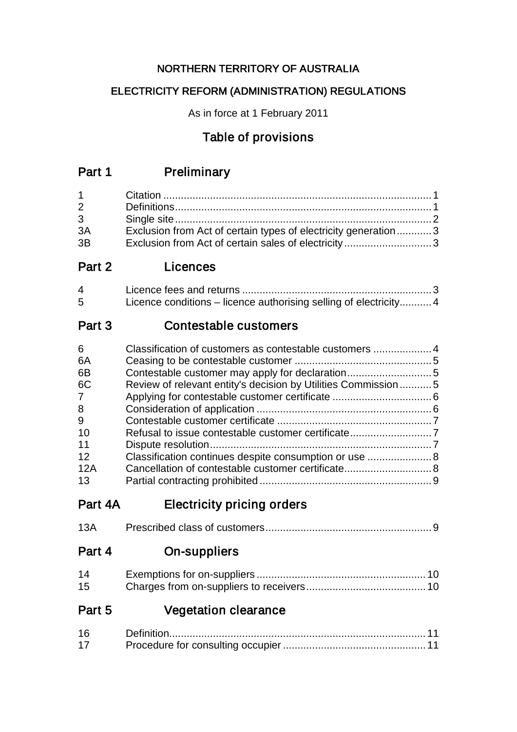NORTHERN TERRITORY OF AUSTRALIA

ELECTRICITY REFORM (ADMINISTRATION) REGULATIONS

As in force at 1 February 2011

# Table of provisions

## Part 1 Preliminary

| | | |
|---|---|---|
| 1 | Citation | 1 |
| 2 | Definitions | 1 |
| 3 | Single site | 2 |
| 3A | Exclusion from Act of certain types of electricity generation | 3 |
| 3B | Exclusion from Act of certain sales of electricity | 3 |

## Part 2 Licences

| | | |
|---|---|---|
| 4 | Licence fees and returns | 3 |
| 5 | Licence conditions – licence authorising selling of electricity | 4 |

## Part 3 Contestable customers

| | | |
|---|---|---|
| 6 | Classification of customers as contestable customers | 4 |
| 6A | Ceasing to be contestable customer | 5 |
| 6B | Contestable customer may apply for declaration | 5 |
| 6C | Review of relevant entity's decision by Utilities Commission | 5 |
| 7 | Applying for contestable customer certificate | 6 |
| 8 | Consideration of application | 6 |
| 9 | Contestable customer certificate | 7 |
| 10 | Refusal to issue contestable customer certificate | 7 |
| 11 | Dispute resolution | 7 |
| 12 | Classification continues despite consumption or use | 8 |
| 12A | Cancellation of contestable customer certificate | 8 |
| 13 | Partial contracting prohibited | 9 |

## Part 4A Electricity pricing orders

| | | |
|---|---|---|
| 13A | Prescribed class of customers | 9 |

## Part 4 On-suppliers

| | | |
|---|---|---|
| 14 | Exemptions for on-suppliers | 10 |
| 15 | Charges from on-suppliers to receivers | 10 |

## Part 5 Vegetation clearance

| | | |
|---|---|---|
| 16 | Definition | 11 |
| 17 | Procedure for consulting occupier | 11 |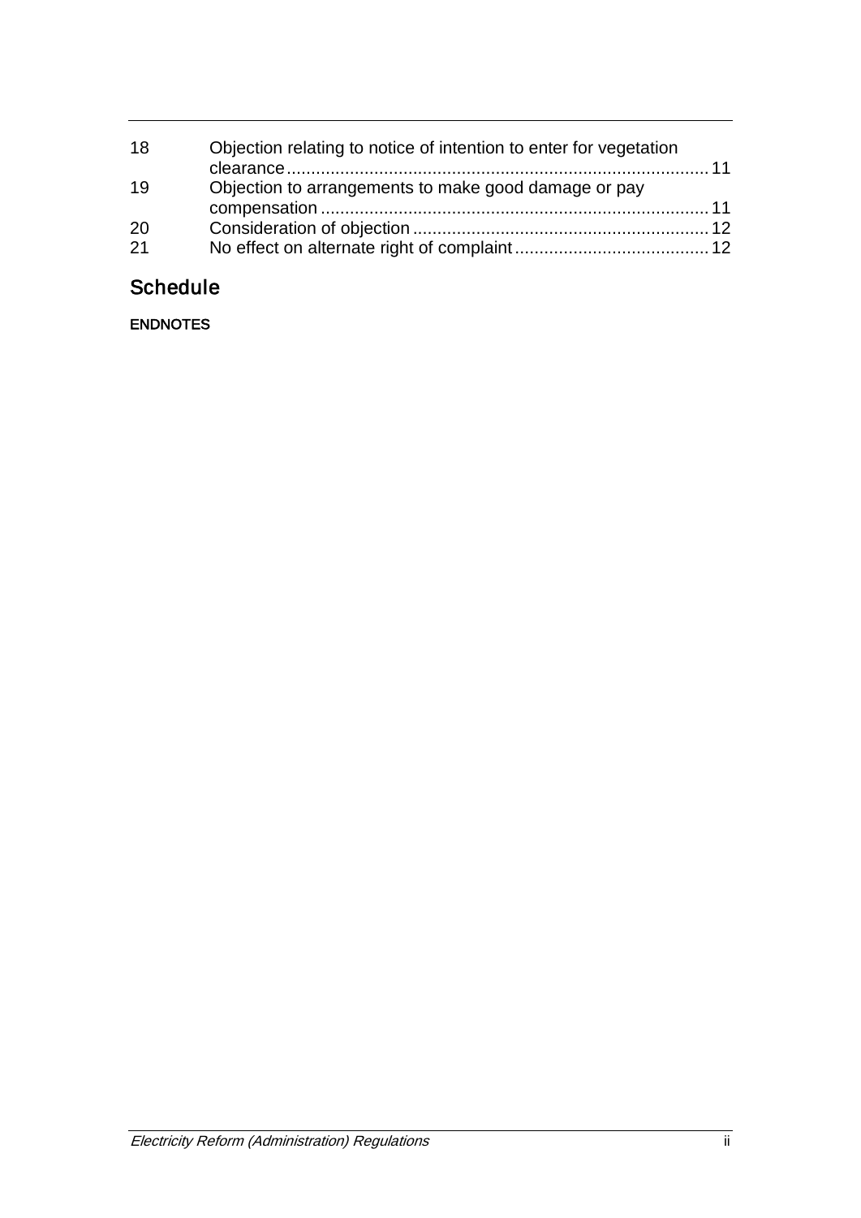| | | |
|---|---|---|
| 18 | Objection relating to notice of intention to enter for vegetation clearance | 11 |
| 19 | Objection to arrangements to make good damage or pay compensation | 11 |
| 20 | Consideration of objection | 12 |
| 21 | No effect on alternate right of complaint | 12 |

## Schedule

**ENDNOTES**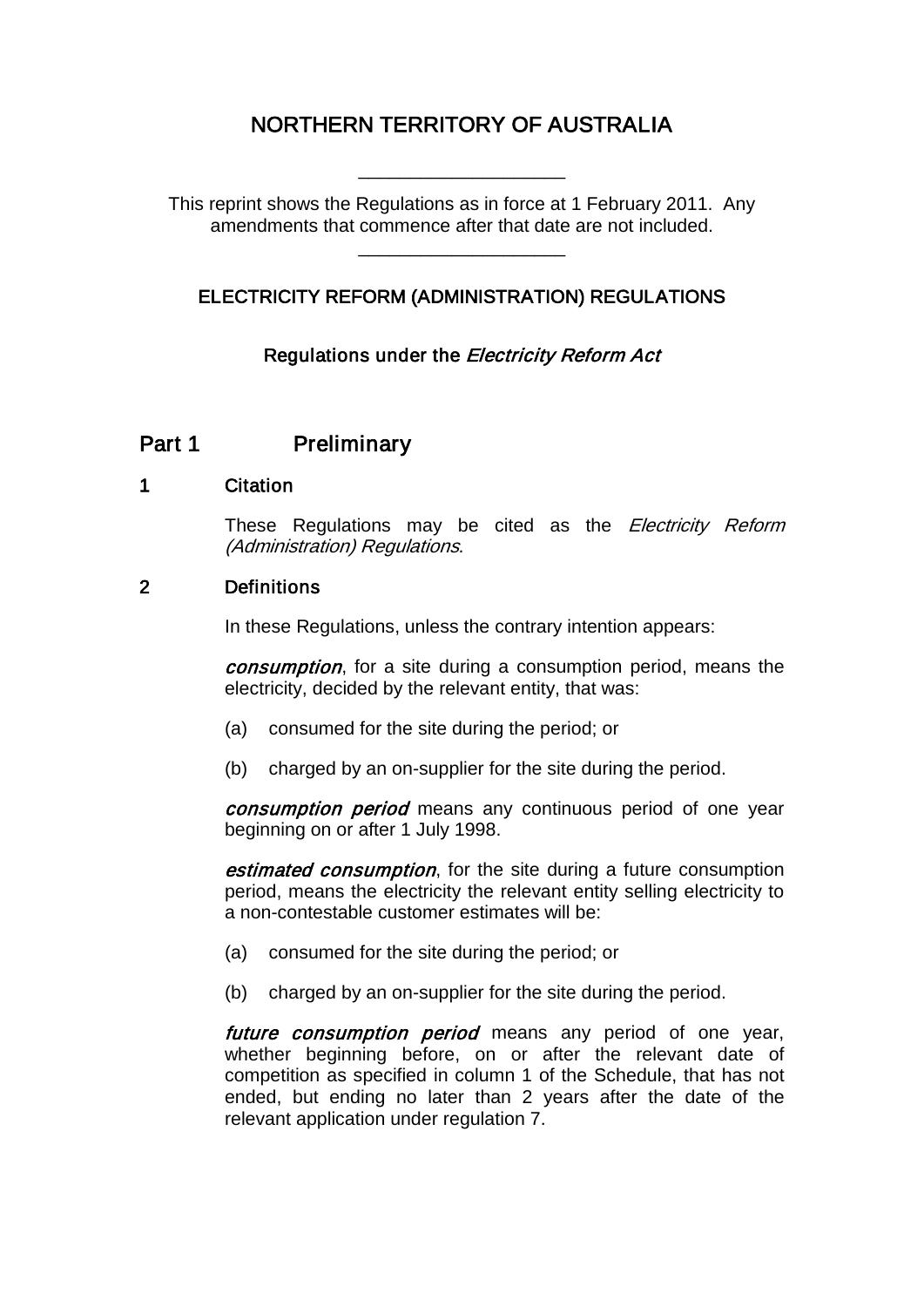# NORTHERN TERRITORY OF AUSTRALIA

\_\_\_\_\_\_\_\_\_\_\_\_\_\_\_\_\_\_\_\_

This reprint shows the Regulations as in force at 1 February 2011. Any amendments that commence after that date are not included.

\_\_\_\_\_\_\_\_\_\_\_\_\_\_\_\_\_\_\_\_

## ELECTRICITY REFORM (ADMINISTRATION) REGULATIONS

### Regulations under the *Electricity Reform Act*

## Part 1 Preliminary

### 1 Citation

These Regulations may be cited as the *Electricity Reform (Administration) Regulations*.

### 2 Definitions

In these Regulations, unless the contrary intention appears:

***consumption***, for a site during a consumption period, means the electricity, decided by the relevant entity, that was:

(a) consumed for the site during the period; or

(b) charged by an on-supplier for the site during the period.

***consumption period*** means any continuous period of one year beginning on or after 1 July 1998.

***estimated consumption***, for the site during a future consumption period, means the electricity the relevant entity selling electricity to a non-contestable customer estimates will be:

(a) consumed for the site during the period; or

(b) charged by an on-supplier for the site during the period.

***future consumption period*** means any period of one year, whether beginning before, on or after the relevant date of competition as specified in column 1 of the Schedule, that has not ended, but ending no later than 2 years after the date of the relevant application under regulation 7.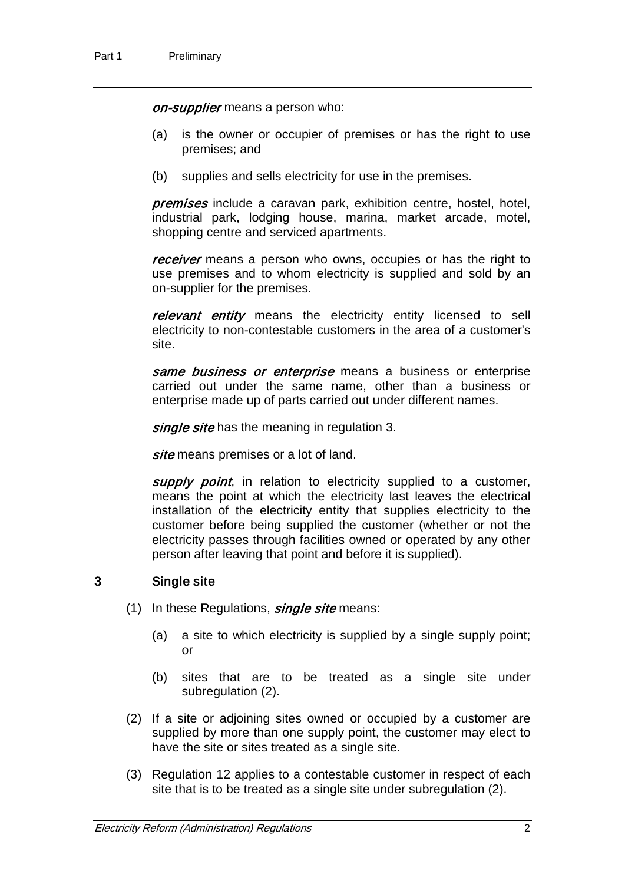***on-supplier*** means a person who:

(a) is the owner or occupier of premises or has the right to use premises; and

(b) supplies and sells electricity for use in the premises.

***premises*** include a caravan park, exhibition centre, hostel, hotel, industrial park, lodging house, marina, market arcade, motel, shopping centre and serviced apartments.

***receiver*** means a person who owns, occupies or has the right to use premises and to whom electricity is supplied and sold by an on-supplier for the premises.

***relevant entity*** means the electricity entity licensed to sell electricity to non-contestable customers in the area of a customer's site.

***same business or enterprise*** means a business or enterprise carried out under the same name, other than a business or enterprise made up of parts carried out under different names.

***single site*** has the meaning in regulation 3.

***site*** means premises or a lot of land.

***supply point***, in relation to electricity supplied to a customer, means the point at which the electricity last leaves the electrical installation of the electricity entity that supplies electricity to the customer before being supplied the customer (whether or not the electricity passes through facilities owned or operated by any other person after leaving that point and before it is supplied).

## 3 Single site

(1) In these Regulations, ***single site*** means:

(a) a site to which electricity is supplied by a single supply point; or

(b) sites that are to be treated as a single site under subregulation (2).

(2) If a site or adjoining sites owned or occupied by a customer are supplied by more than one supply point, the customer may elect to have the site or sites treated as a single site.

(3) Regulation 12 applies to a contestable customer in respect of each site that is to be treated as a single site under subregulation (2).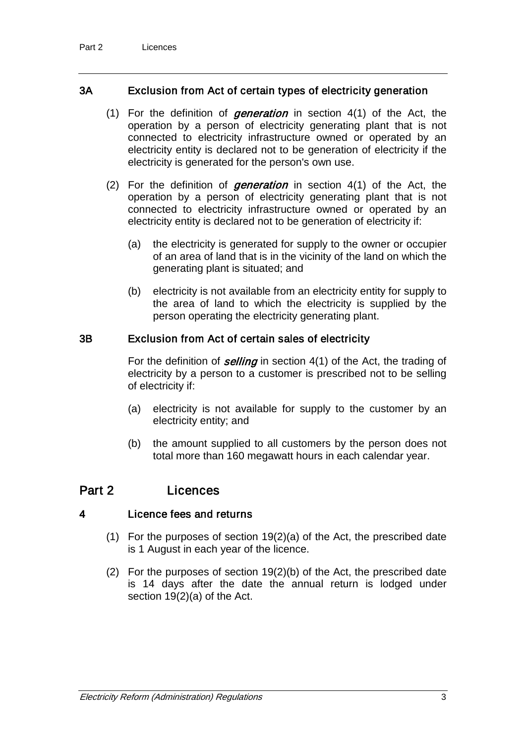### 3A Exclusion from Act of certain types of electricity generation

(1) For the definition of ***generation*** in section 4(1) of the Act, the operation by a person of electricity generating plant that is not connected to electricity infrastructure owned or operated by an electricity entity is declared not to be generation of electricity if the electricity is generated for the person's own use.

(2) For the definition of ***generation*** in section 4(1) of the Act, the operation by a person of electricity generating plant that is not connected to electricity infrastructure owned or operated by an electricity entity is declared not to be generation of electricity if:

- (a) the electricity is generated for supply to the owner or occupier of an area of land that is in the vicinity of the land on which the generating plant is situated; and
- (b) electricity is not available from an electricity entity for supply to the area of land to which the electricity is supplied by the person operating the electricity generating plant.

### 3B Exclusion from Act of certain sales of electricity

For the definition of ***selling*** in section 4(1) of the Act, the trading of electricity by a person to a customer is prescribed not to be selling of electricity if:

- (a) electricity is not available for supply to the customer by an electricity entity; and
- (b) the amount supplied to all customers by the person does not total more than 160 megawatt hours in each calendar year.

## Part 2 Licences

### 4 Licence fees and returns

(1) For the purposes of section 19(2)(a) of the Act, the prescribed date is 1 August in each year of the licence.

(2) For the purposes of section 19(2)(b) of the Act, the prescribed date is 14 days after the date the annual return is lodged under section 19(2)(a) of the Act.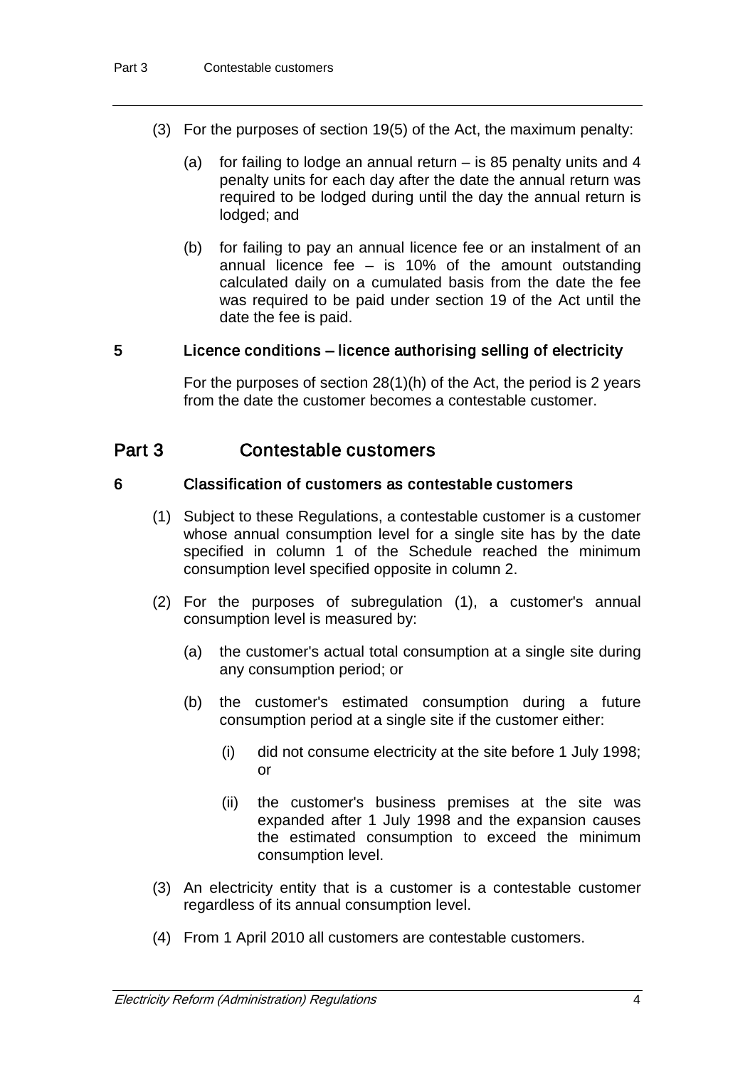(3) For the purposes of section 19(5) of the Act, the maximum penalty:

(a) for failing to lodge an annual return – is 85 penalty units and 4 penalty units for each day after the date the annual return was required to be lodged during until the day the annual return is lodged; and

(b) for failing to pay an annual licence fee or an instalment of an annual licence fee – is 10% of the amount outstanding calculated daily on a cumulated basis from the date the fee was required to be paid under section 19 of the Act until the date the fee is paid.

### 5 Licence conditions – licence authorising selling of electricity

For the purposes of section 28(1)(h) of the Act, the period is 2 years from the date the customer becomes a contestable customer.

## Part 3 Contestable customers

### 6 Classification of customers as contestable customers

(1) Subject to these Regulations, a contestable customer is a customer whose annual consumption level for a single site has by the date specified in column 1 of the Schedule reached the minimum consumption level specified opposite in column 2.

(2) For the purposes of subregulation (1), a customer's annual consumption level is measured by:

(a) the customer's actual total consumption at a single site during any consumption period; or

(b) the customer's estimated consumption during a future consumption period at a single site if the customer either:

(i) did not consume electricity at the site before 1 July 1998; or

(ii) the customer's business premises at the site was expanded after 1 July 1998 and the expansion causes the estimated consumption to exceed the minimum consumption level.

(3) An electricity entity that is a customer is a contestable customer regardless of its annual consumption level.

(4) From 1 April 2010 all customers are contestable customers.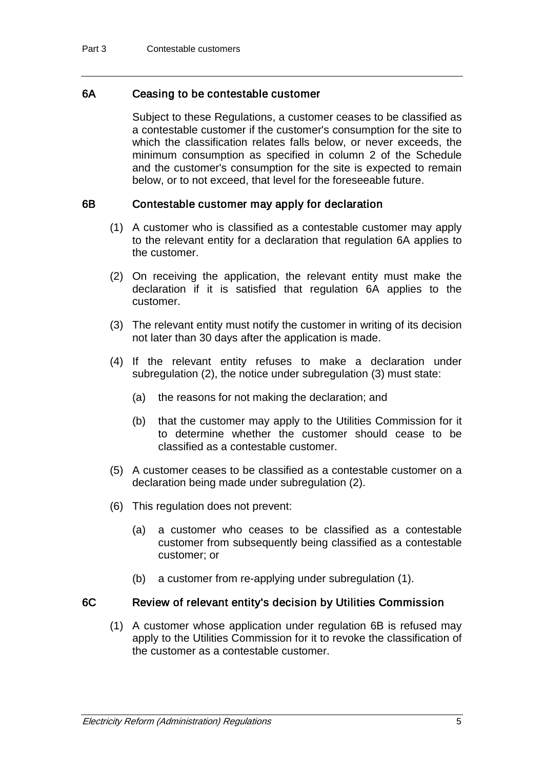### 6A Ceasing to be contestable customer

Subject to these Regulations, a customer ceases to be classified as a contestable customer if the customer's consumption for the site to which the classification relates falls below, or never exceeds, the minimum consumption as specified in column 2 of the Schedule and the customer's consumption for the site is expected to remain below, or to not exceed, that level for the foreseeable future.

### 6B Contestable customer may apply for declaration

(1) A customer who is classified as a contestable customer may apply to the relevant entity for a declaration that regulation 6A applies to the customer.

(2) On receiving the application, the relevant entity must make the declaration if it is satisfied that regulation 6A applies to the customer.

(3) The relevant entity must notify the customer in writing of its decision not later than 30 days after the application is made.

(4) If the relevant entity refuses to make a declaration under subregulation (2), the notice under subregulation (3) must state:

- (a) the reasons for not making the declaration; and
- (b) that the customer may apply to the Utilities Commission for it to determine whether the customer should cease to be classified as a contestable customer.

(5) A customer ceases to be classified as a contestable customer on a declaration being made under subregulation (2).

(6) This regulation does not prevent:

- (a) a customer who ceases to be classified as a contestable customer from subsequently being classified as a contestable customer; or
- (b) a customer from re-applying under subregulation (1).

### 6C Review of relevant entity's decision by Utilities Commission

(1) A customer whose application under regulation 6B is refused may apply to the Utilities Commission for it to revoke the classification of the customer as a contestable customer.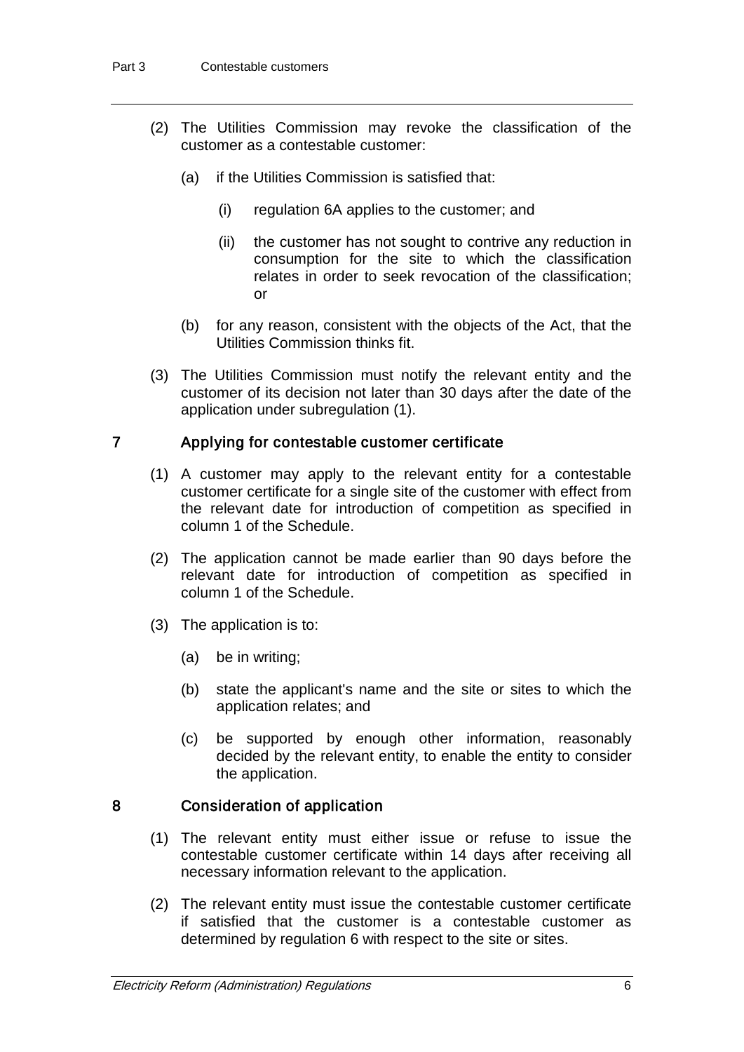(2) The Utilities Commission may revoke the classification of the customer as a contestable customer:

(a) if the Utilities Commission is satisfied that:

(i) regulation 6A applies to the customer; and

(ii) the customer has not sought to contrive any reduction in consumption for the site to which the classification relates in order to seek revocation of the classification; or

(b) for any reason, consistent with the objects of the Act, that the Utilities Commission thinks fit.

(3) The Utilities Commission must notify the relevant entity and the customer of its decision not later than 30 days after the date of the application under subregulation (1).

## 7 Applying for contestable customer certificate

(1) A customer may apply to the relevant entity for a contestable customer certificate for a single site of the customer with effect from the relevant date for introduction of competition as specified in column 1 of the Schedule.

(2) The application cannot be made earlier than 90 days before the relevant date for introduction of competition as specified in column 1 of the Schedule.

(3) The application is to:

(a) be in writing;

(b) state the applicant's name and the site or sites to which the application relates; and

(c) be supported by enough other information, reasonably decided by the relevant entity, to enable the entity to consider the application.

## 8 Consideration of application

(1) The relevant entity must either issue or refuse to issue the contestable customer certificate within 14 days after receiving all necessary information relevant to the application.

(2) The relevant entity must issue the contestable customer certificate if satisfied that the customer is a contestable customer as determined by regulation 6 with respect to the site or sites.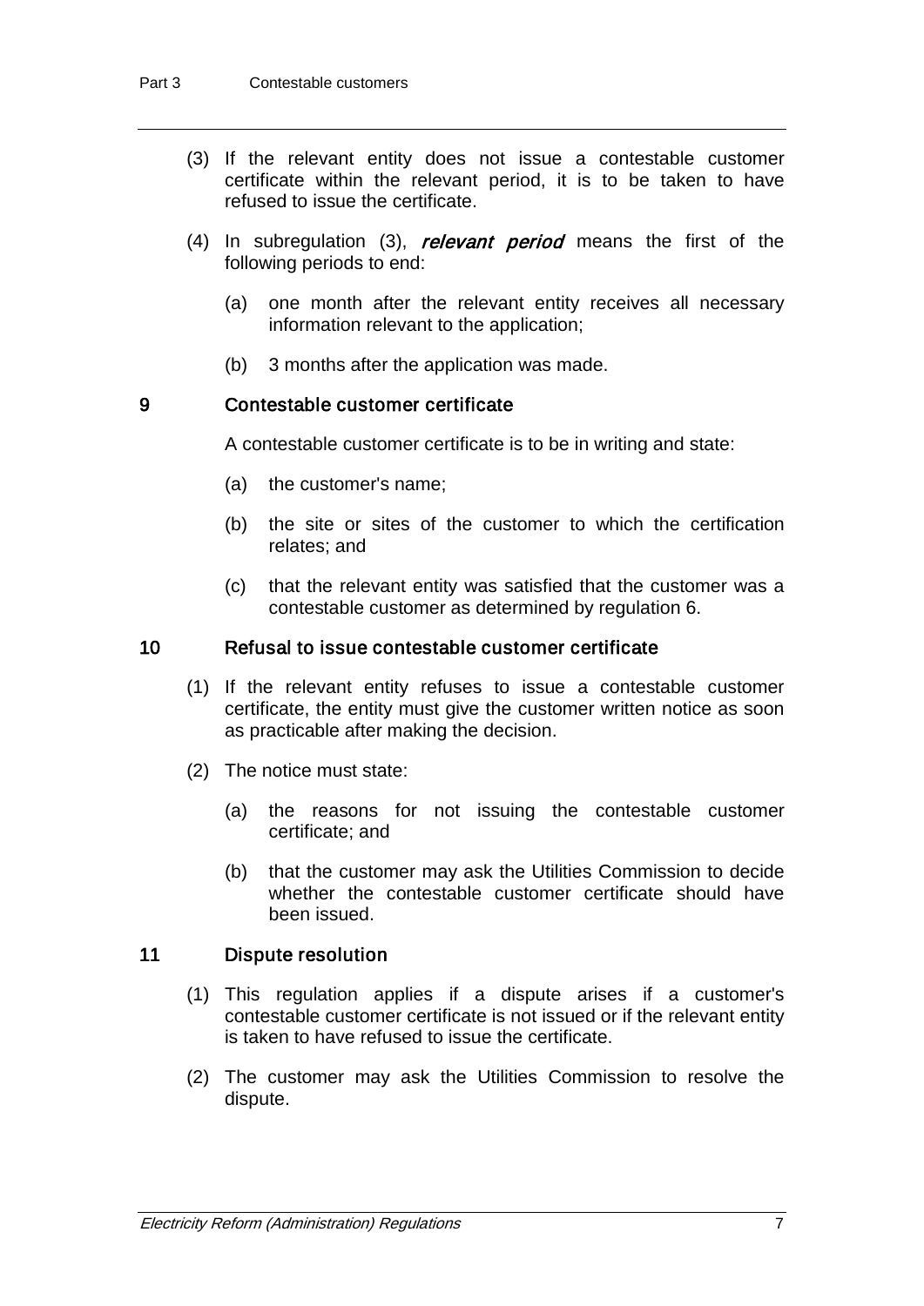(3) If the relevant entity does not issue a contestable customer certificate within the relevant period, it is to be taken to have refused to issue the certificate.

(4) In subregulation (3), ***relevant period*** means the first of the following periods to end:

(a) one month after the relevant entity receives all necessary information relevant to the application;

(b) 3 months after the application was made.

### 9 Contestable customer certificate

A contestable customer certificate is to be in writing and state:

(a) the customer's name;

(b) the site or sites of the customer to which the certification relates; and

(c) that the relevant entity was satisfied that the customer was a contestable customer as determined by regulation 6.

### 10 Refusal to issue contestable customer certificate

(1) If the relevant entity refuses to issue a contestable customer certificate, the entity must give the customer written notice as soon as practicable after making the decision.

(2) The notice must state:

(a) the reasons for not issuing the contestable customer certificate; and

(b) that the customer may ask the Utilities Commission to decide whether the contestable customer certificate should have been issued.

### 11 Dispute resolution

(1) This regulation applies if a dispute arises if a customer's contestable customer certificate is not issued or if the relevant entity is taken to have refused to issue the certificate.

(2) The customer may ask the Utilities Commission to resolve the dispute.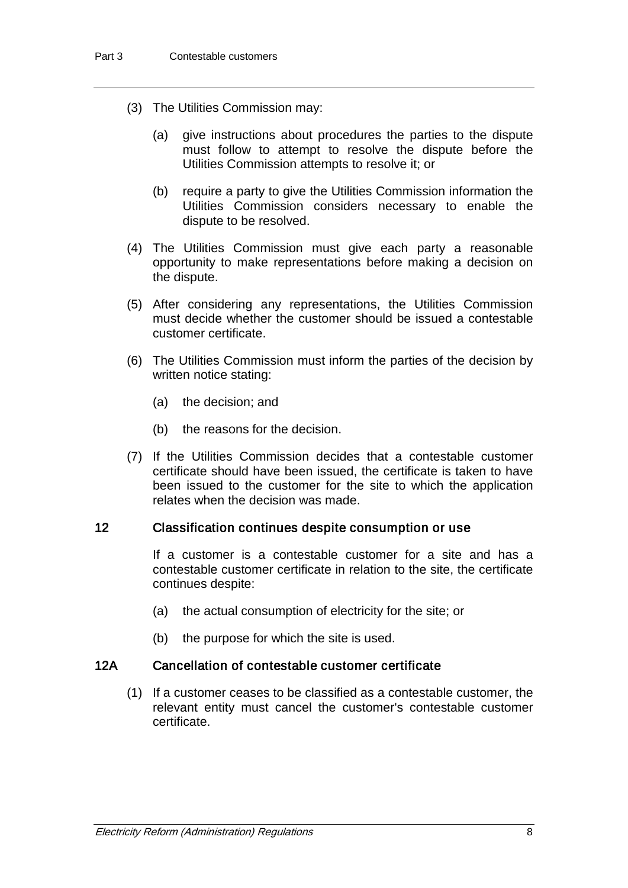(3) The Utilities Commission may:

(a) give instructions about procedures the parties to the dispute must follow to attempt to resolve the dispute before the Utilities Commission attempts to resolve it; or

(b) require a party to give the Utilities Commission information the Utilities Commission considers necessary to enable the dispute to be resolved.

(4) The Utilities Commission must give each party a reasonable opportunity to make representations before making a decision on the dispute.

(5) After considering any representations, the Utilities Commission must decide whether the customer should be issued a contestable customer certificate.

(6) The Utilities Commission must inform the parties of the decision by written notice stating:

(a) the decision; and

(b) the reasons for the decision.

(7) If the Utilities Commission decides that a contestable customer certificate should have been issued, the certificate is taken to have been issued to the customer for the site to which the application relates when the decision was made.

## 12 Classification continues despite consumption or use

If a customer is a contestable customer for a site and has a contestable customer certificate in relation to the site, the certificate continues despite:

(a) the actual consumption of electricity for the site; or

(b) the purpose for which the site is used.

## 12A Cancellation of contestable customer certificate

(1) If a customer ceases to be classified as a contestable customer, the relevant entity must cancel the customer's contestable customer certificate.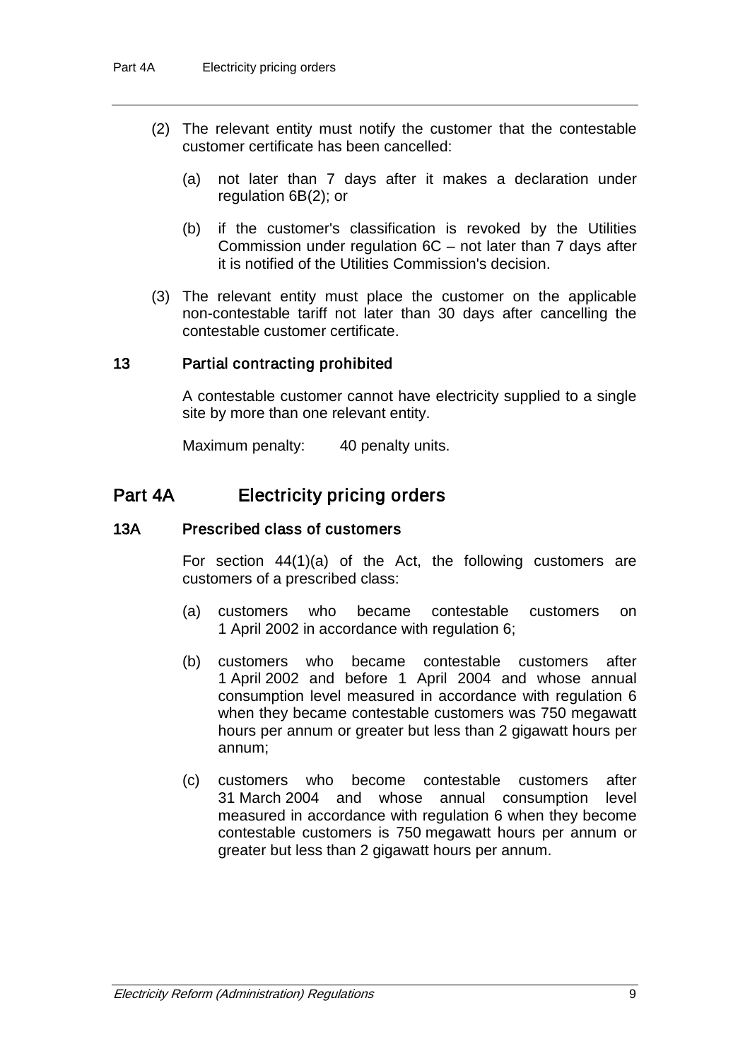(2) The relevant entity must notify the customer that the contestable customer certificate has been cancelled:

(a) not later than 7 days after it makes a declaration under regulation 6B(2); or

(b) if the customer's classification is revoked by the Utilities Commission under regulation 6C – not later than 7 days after it is notified of the Utilities Commission's decision.

(3) The relevant entity must place the customer on the applicable non-contestable tariff not later than 30 days after cancelling the contestable customer certificate.

### 13 Partial contracting prohibited

A contestable customer cannot have electricity supplied to a single site by more than one relevant entity.

Maximum penalty: 40 penalty units.

## Part 4A Electricity pricing orders

### 13A Prescribed class of customers

For section 44(1)(a) of the Act, the following customers are customers of a prescribed class:

(a) customers who became contestable customers on 1 April 2002 in accordance with regulation 6;

(b) customers who became contestable customers after 1 April 2002 and before 1 April 2004 and whose annual consumption level measured in accordance with regulation 6 when they became contestable customers was 750 megawatt hours per annum or greater but less than 2 gigawatt hours per annum;

(c) customers who become contestable customers after 31 March 2004 and whose annual consumption level measured in accordance with regulation 6 when they become contestable customers is 750 megawatt hours per annum or greater but less than 2 gigawatt hours per annum.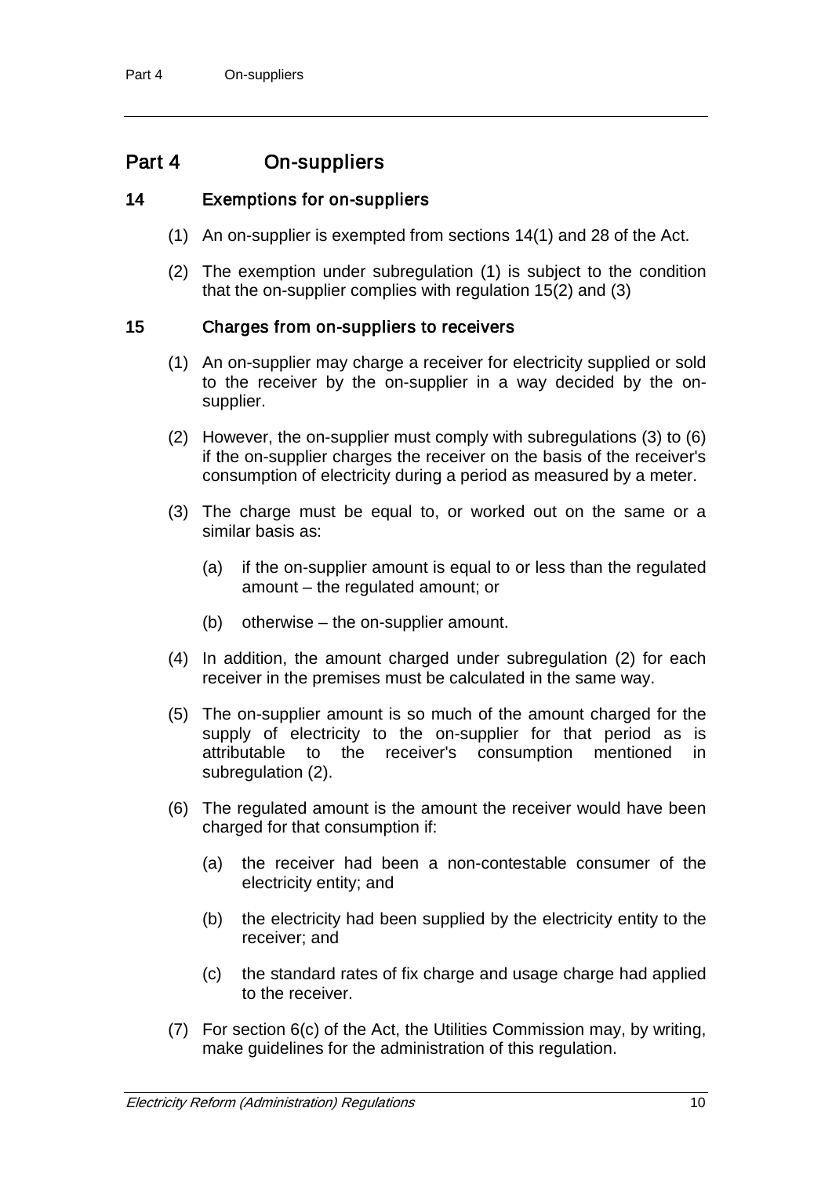## Part 4 On-suppliers

### 14 Exemptions for on-suppliers

(1) An on-supplier is exempted from sections 14(1) and 28 of the Act.

(2) The exemption under subregulation (1) is subject to the condition that the on-supplier complies with regulation 15(2) and (3)

### 15 Charges from on-suppliers to receivers

(1) An on-supplier may charge a receiver for electricity supplied or sold to the receiver by the on-supplier in a way decided by the on-supplier.

(2) However, the on-supplier must comply with subregulations (3) to (6) if the on-supplier charges the receiver on the basis of the receiver's consumption of electricity during a period as measured by a meter.

(3) The charge must be equal to, or worked out on the same or a similar basis as:

   (a) if the on-supplier amount is equal to or less than the regulated amount – the regulated amount; or

   (b) otherwise – the on-supplier amount.

(4) In addition, the amount charged under subregulation (2) for each receiver in the premises must be calculated in the same way.

(5) The on-supplier amount is so much of the amount charged for the supply of electricity to the on-supplier for that period as is attributable to the receiver's consumption mentioned in subregulation (2).

(6) The regulated amount is the amount the receiver would have been charged for that consumption if:

   (a) the receiver had been a non-contestable consumer of the electricity entity; and

   (b) the electricity had been supplied by the electricity entity to the receiver; and

   (c) the standard rates of fix charge and usage charge had applied to the receiver.

(7) For section 6(c) of the Act, the Utilities Commission may, by writing, make guidelines for the administration of this regulation.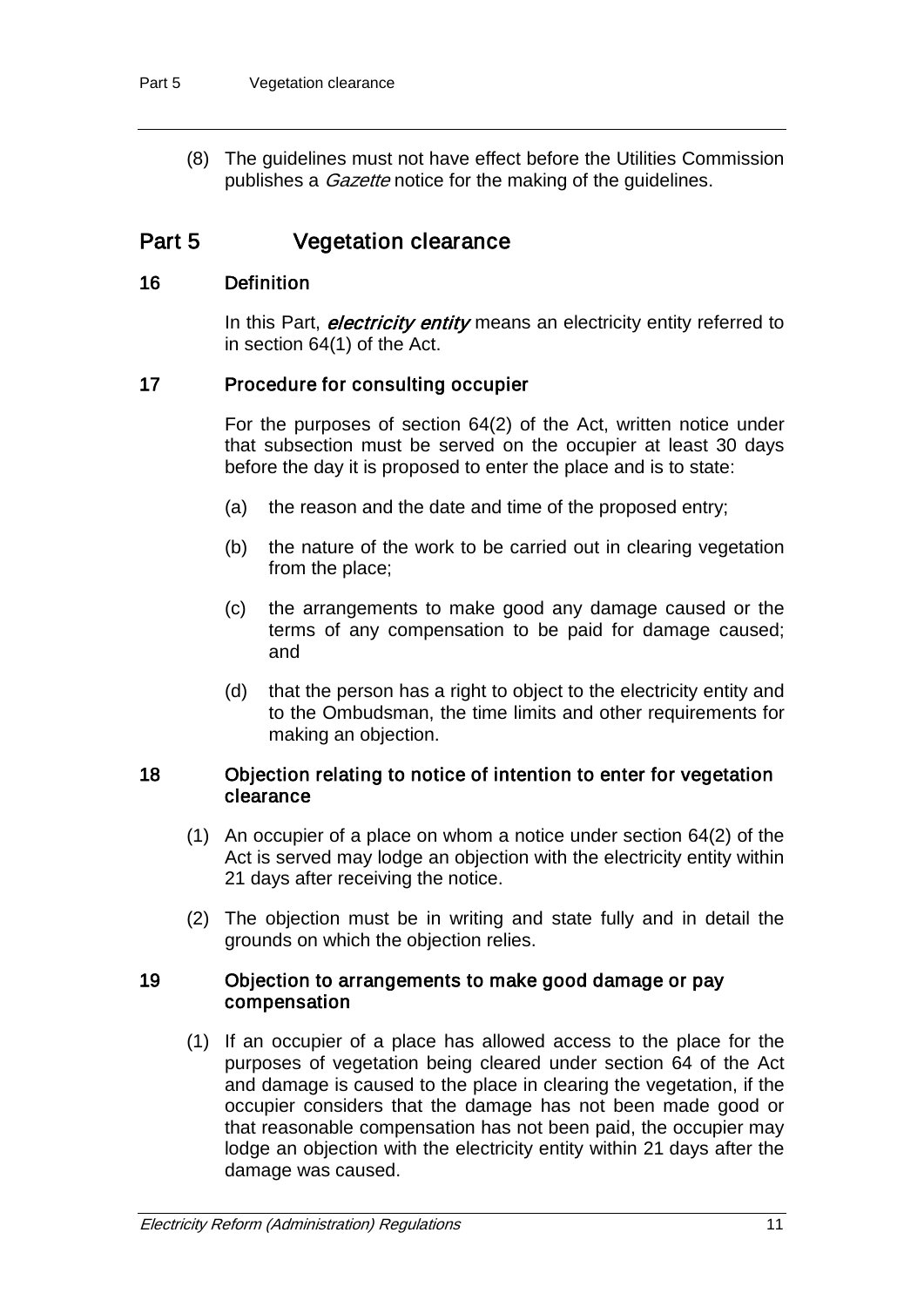(8) The guidelines must not have effect before the Utilities Commission publishes a *Gazette* notice for the making of the guidelines.

# Part 5 Vegetation clearance

## 16 Definition

In this Part, ***electricity entity*** means an electricity entity referred to in section 64(1) of the Act.

## 17 Procedure for consulting occupier

For the purposes of section 64(2) of the Act, written notice under that subsection must be served on the occupier at least 30 days before the day it is proposed to enter the place and is to state:

(a) the reason and the date and time of the proposed entry;

(b) the nature of the work to be carried out in clearing vegetation from the place;

(c) the arrangements to make good any damage caused or the terms of any compensation to be paid for damage caused; and

(d) that the person has a right to object to the electricity entity and to the Ombudsman, the time limits and other requirements for making an objection.

## 18 Objection relating to notice of intention to enter for vegetation clearance

(1) An occupier of a place on whom a notice under section 64(2) of the Act is served may lodge an objection with the electricity entity within 21 days after receiving the notice.

(2) The objection must be in writing and state fully and in detail the grounds on which the objection relies.

## 19 Objection to arrangements to make good damage or pay compensation

(1) If an occupier of a place has allowed access to the place for the purposes of vegetation being cleared under section 64 of the Act and damage is caused to the place in clearing the vegetation, if the occupier considers that the damage has not been made good or that reasonable compensation has not been paid, the occupier may lodge an objection with the electricity entity within 21 days after the damage was caused.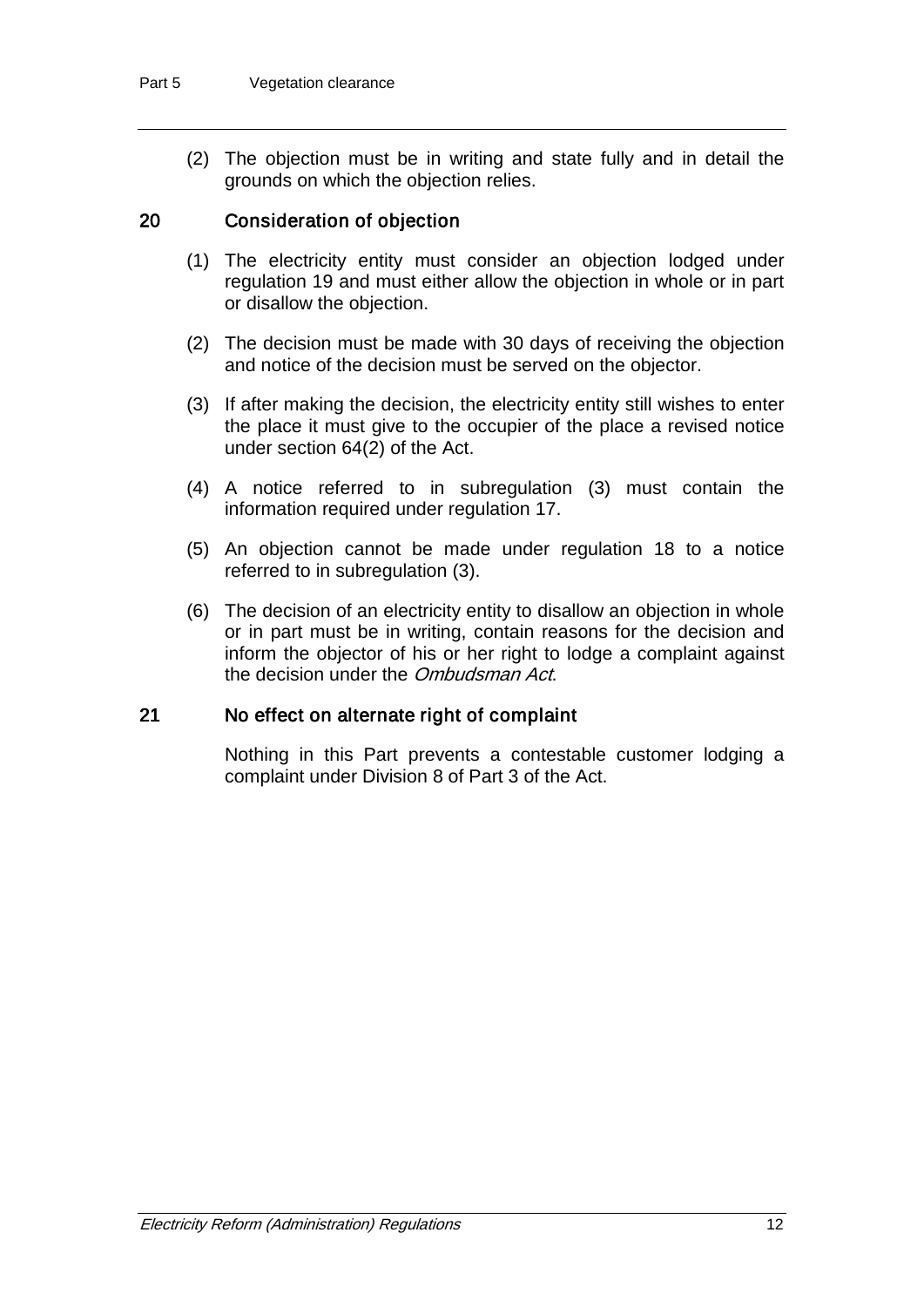(2) The objection must be in writing and state fully and in detail the grounds on which the objection relies.

## 20 Consideration of objection

(1) The electricity entity must consider an objection lodged under regulation 19 and must either allow the objection in whole or in part or disallow the objection.

(2) The decision must be made with 30 days of receiving the objection and notice of the decision must be served on the objector.

(3) If after making the decision, the electricity entity still wishes to enter the place it must give to the occupier of the place a revised notice under section 64(2) of the Act.

(4) A notice referred to in subregulation (3) must contain the information required under regulation 17.

(5) An objection cannot be made under regulation 18 to a notice referred to in subregulation (3).

(6) The decision of an electricity entity to disallow an objection in whole or in part must be in writing, contain reasons for the decision and inform the objector of his or her right to lodge a complaint against the decision under the *Ombudsman Act*.

## 21 No effect on alternate right of complaint

Nothing in this Part prevents a contestable customer lodging a complaint under Division 8 of Part 3 of the Act.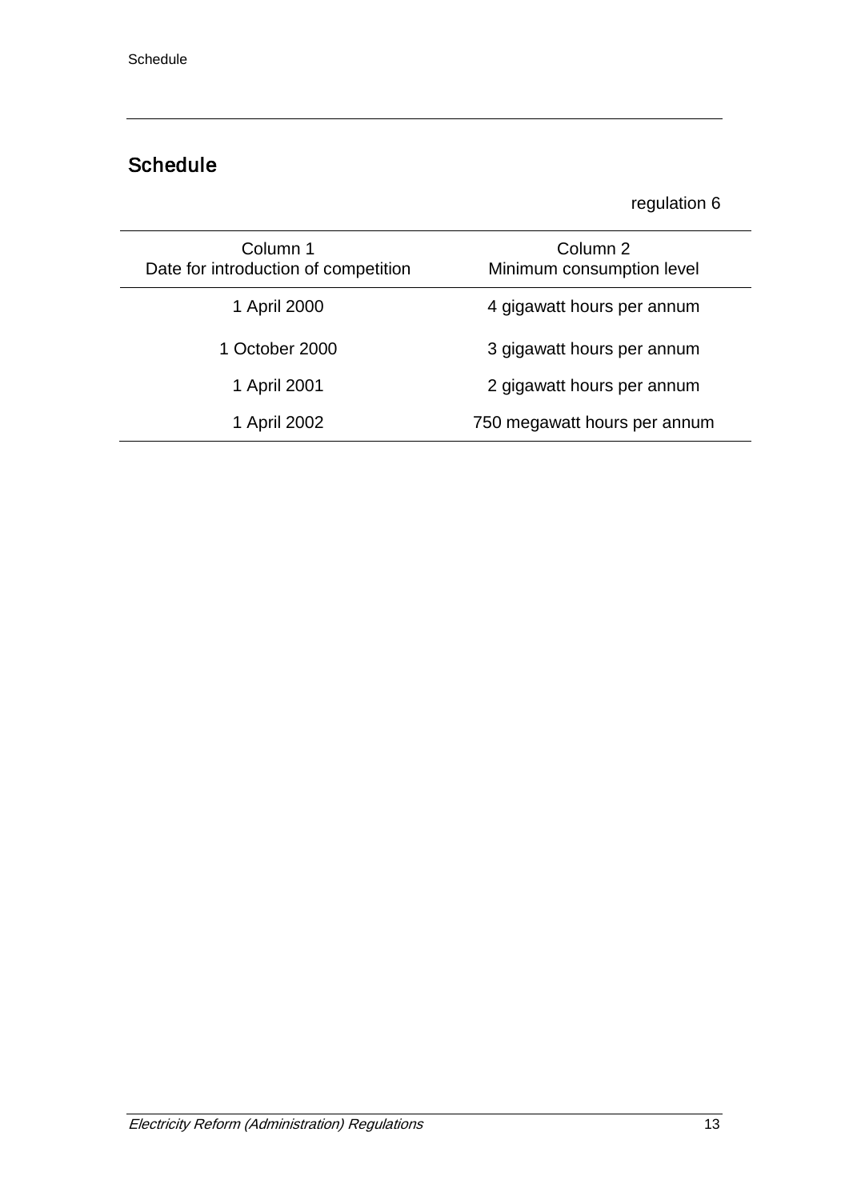## Schedule

regulation 6

| Column 1<br>Date for introduction of competition | Column 2<br>Minimum consumption level |
|---|---|
| 1 April 2000 | 4 gigawatt hours per annum |
| 1 October 2000 | 3 gigawatt hours per annum |
| 1 April 2001 | 2 gigawatt hours per annum |
| 1 April 2002 | 750 megawatt hours per annum |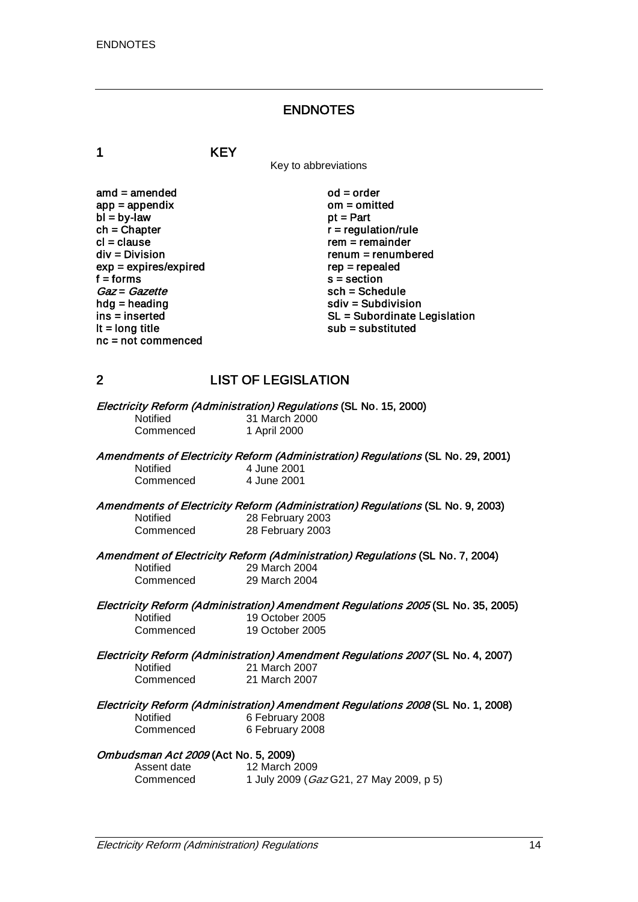# ENDNOTES

## 1 KEY

Key to abbreviations

| | |
|---|---|
| amd = amended | od = order |
| app = appendix | om = omitted |
| bl = by-law | pt = Part |
| ch = Chapter | r = regulation/rule |
| cl = clause | rem = remainder |
| div = Division | renum = renumbered |
| exp = expires/expired | rep = repealed |
| f = forms | s = section |
| *Gaz* = *Gazette* | sch = Schedule |
| hdg = heading | sdiv = Subdivision |
| ins = inserted | SL = Subordinate Legislation |
| lt = long title | sub = substituted |
| nc = not commenced | |

## 2 LIST OF LEGISLATION

***Electricity Reform (Administration) Regulations* (SL No. 15, 2000)**

Notified 31 March 2000
Commenced 1 April 2000

***Amendments of Electricity Reform (Administration) Regulations* (SL No. 29, 2001)**

Notified 4 June 2001
Commenced 4 June 2001

***Amendments of Electricity Reform (Administration) Regulations* (SL No. 9, 2003)**

Notified 28 February 2003
Commenced 28 February 2003

***Amendment of Electricity Reform (Administration) Regulations* (SL No. 7, 2004)**

Notified 29 March 2004
Commenced 29 March 2004

***Electricity Reform (Administration) Amendment Regulations 2005* (SL No. 35, 2005)**

Notified 19 October 2005
Commenced 19 October 2005

***Electricity Reform (Administration) Amendment Regulations 2007* (SL No. 4, 2007)**

Notified 21 March 2007
Commenced 21 March 2007

***Electricity Reform (Administration) Amendment Regulations 2008* (SL No. 1, 2008)**

Notified 6 February 2008
Commenced 6 February 2008

***Ombudsman Act 2009* (Act No. 5, 2009)**

Assent date 12 March 2009
Commenced 1 July 2009 (*Gaz* G21, 27 May 2009, p 5)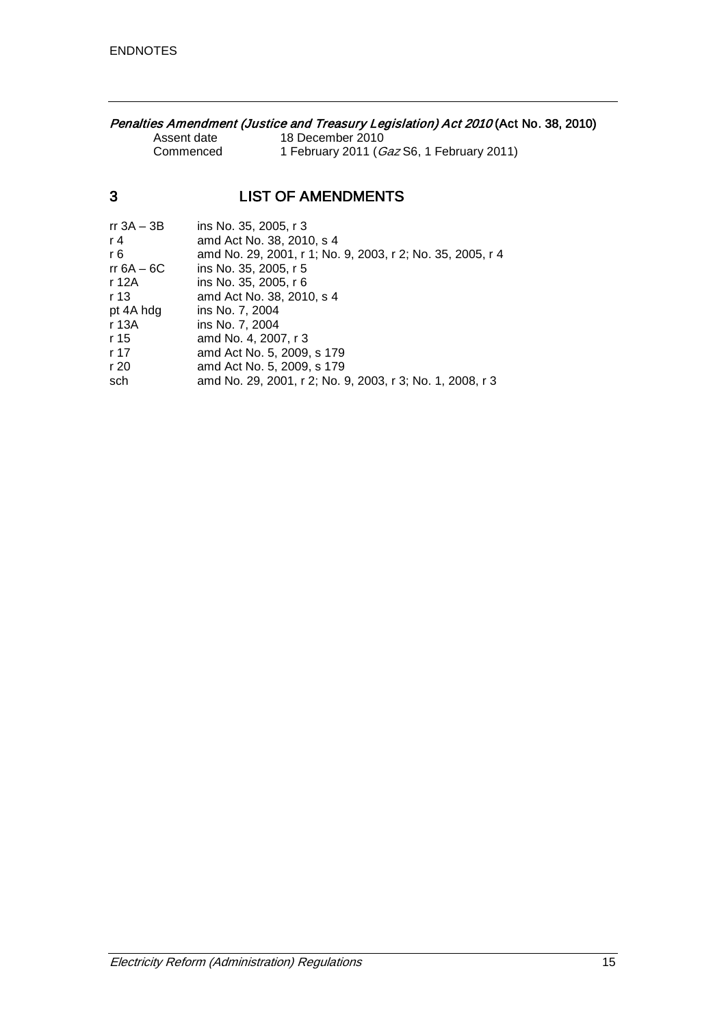*Penalties Amendment (Justice and Treasury Legislation) Act 2010* **(Act No. 38, 2010)**

| | |
|---|---|
| Assent date | 18 December 2010 |
| Commenced | 1 February 2011 (*Gaz* S6, 1 February 2011) |

## 3 LIST OF AMENDMENTS

| | |
|---|---|
| rr 3A – 3B | ins No. 35, 2005, r 3 |
| r 4 | amd Act No. 38, 2010, s 4 |
| r 6 | amd No. 29, 2001, r 1; No. 9, 2003, r 2; No. 35, 2005, r 4 |
| rr 6A – 6C | ins No. 35, 2005, r 5 |
| r 12A | ins No. 35, 2005, r 6 |
| r 13 | amd Act No. 38, 2010, s 4 |
| pt 4A hdg | ins No. 7, 2004 |
| r 13A | ins No. 7, 2004 |
| r 15 | amd No. 4, 2007, r 3 |
| r 17 | amd Act No. 5, 2009, s 179 |
| r 20 | amd Act No. 5, 2009, s 179 |
| sch | amd No. 29, 2001, r 2; No. 9, 2003, r 3; No. 1, 2008, r 3 |